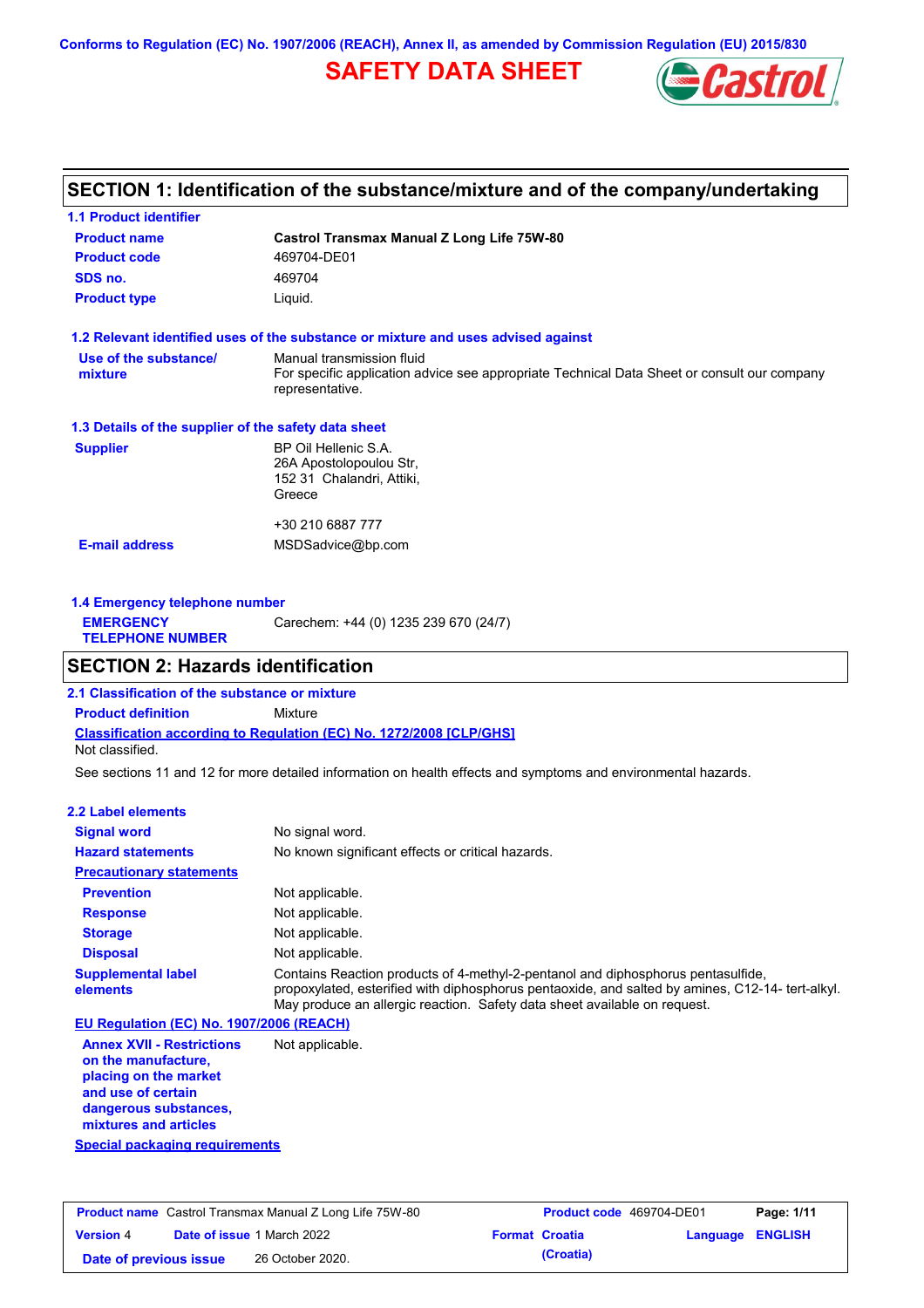Conforms to Regulation (EC) No. 1907/2006 (REACH), Annex II, as amended by Commission Regulation (EU) 2015/830

# SAFETY DATA SHEET

## SECTION 1: Identification of the substance/mixture and of the company/undertaking

### 1.1 Product identifier

| | |
|---|---|
| **Product name** | **Castrol Transmax Manual Z Long Life 75W-80** |
| **Product code** | 469704-DE01 |
| **SDS no.** | 469704 |
| **Product type** | Liquid. |

### 1.2 Relevant identified uses of the substance or mixture and uses advised against

| | |
|---|---|
| **Use of the substance/ mixture** | Manual transmission fluid<br>For specific application advice see appropriate Technical Data Sheet or consult our company representative. |

### 1.3 Details of the supplier of the safety data sheet

| | |
|---|---|
| **Supplier** | BP Oil Hellenic S.A.<br>26A Apostolopoulou Str,<br>152 31 Chalandri, Attiki,<br>Greece<br><br>+30 210 6887 777 |
| **E-mail address** | MSDSadvice@bp.com |

### 1.4 Emergency telephone number

| | |
|---|---|
| **EMERGENCY TELEPHONE NUMBER** | Carechem: +44 (0) 1235 239 670 (24/7) |

## SECTION 2: Hazards identification

### 2.1 Classification of the substance or mixture

**Product definition** Mixture

**Classification according to Regulation (EC) No. 1272/2008 [CLP/GHS]**

Not classified.

See sections 11 and 12 for more detailed information on health effects and symptoms and environmental hazards.

### 2.2 Label elements

| | |
|---|---|
| **Signal word** | No signal word. |
| **Hazard statements** | No known significant effects or critical hazards. |
| **Precautionary statements** | |
| **Prevention** | Not applicable. |
| **Response** | Not applicable. |
| **Storage** | Not applicable. |
| **Disposal** | Not applicable. |
| **Supplemental label elements** | Contains Reaction products of 4-methyl-2-pentanol and diphosphorus pentasulfide, propoxylated, esterified with diphosphorus pentaoxide, and salted by amines, C12-14- tert-alkyl. May produce an allergic reaction. Safety data sheet available on request. |

**EU Regulation (EC) No. 1907/2006 (REACH)**

| | |
|---|---|
| **Annex XVII - Restrictions on the manufacture, placing on the market and use of certain dangerous substances, mixtures and articles** | Not applicable. |

**Special packaging requirements**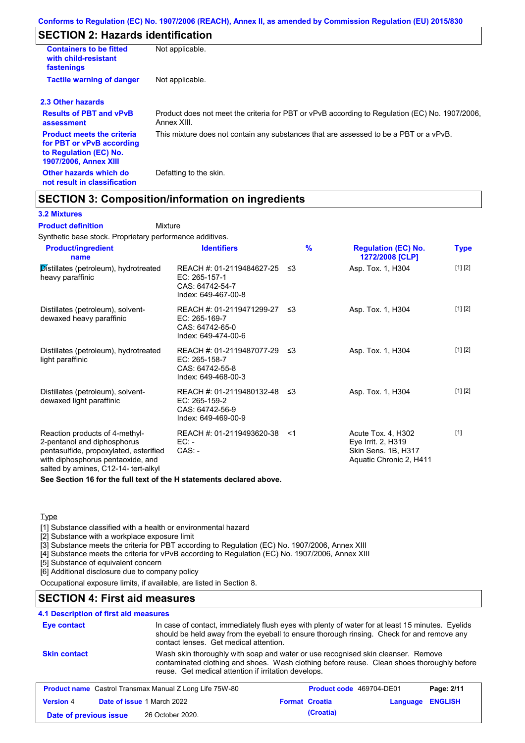## SECTION 2: Hazards identification

| | |
|---|---|
| **Containers to be fitted with child-resistant fastenings** | Not applicable. |
| **Tactile warning of danger** | Not applicable. |

### 2.3 Other hazards

| | |
|---|---|
| **Results of PBT and vPvB assessment** | Product does not meet the criteria for PBT or vPvB according to Regulation (EC) No. 1907/2006, Annex XIII. |
| **Product meets the criteria for PBT or vPvB according to Regulation (EC) No. 1907/2006, Annex XIII** | This mixture does not contain any substances that are assessed to be a PBT or a vPvB. |
| **Other hazards which do not result in classification** | Defatting to the skin. |

## SECTION 3: Composition/information on ingredients

### 3.2 Mixtures

**Product definition** Mixture

Synthetic base stock. Proprietary performance additives.

| Product/ingredient name | Identifiers | % | Regulation (EC) No. 1272/2008 [CLP] | Type |
|---|---|---|---|---|
| Distillates (petroleum), hydrotreated heavy paraffinic | REACH #: 01-2119484627-25<br>EC: 265-157-1<br>CAS: 64742-54-7<br>Index: 649-467-00-8 | ≤3 | Asp. Tox. 1, H304 | [1] [2] |
| Distillates (petroleum), solvent-dewaxed heavy paraffinic | REACH #: 01-2119471299-27<br>EC: 265-169-7<br>CAS: 64742-65-0<br>Index: 649-474-00-6 | ≤3 | Asp. Tox. 1, H304 | [1] [2] |
| Distillates (petroleum), hydrotreated light paraffinic | REACH #: 01-2119487077-29<br>EC: 265-158-7<br>CAS: 64742-55-8<br>Index: 649-468-00-3 | ≤3 | Asp. Tox. 1, H304 | [1] [2] |
| Distillates (petroleum), solvent-dewaxed light paraffinic | REACH #: 01-2119480132-48<br>EC: 265-159-2<br>CAS: 64742-56-9<br>Index: 649-469-00-9 | ≤3 | Asp. Tox. 1, H304 | [1] [2] |
| Reaction products of 4-methyl-2-pentanol and diphosphorus pentasulfide, propoxylated, esterified with diphosphorus pentaoxide, and salted by amines, C12-14- tert-alkyl | REACH #: 01-2119493620-38<br>EC: -<br>CAS: - | <1 | Acute Tox. 4, H302<br>Eye Irrit. 2, H319<br>Skin Sens. 1B, H317<br>Aquatic Chronic 2, H411 | [1] |

**See Section 16 for the full text of the H statements declared above.**

Type

[1] Substance classified with a health or environmental hazard
[2] Substance with a workplace exposure limit
[3] Substance meets the criteria for PBT according to Regulation (EC) No. 1907/2006, Annex XIII
[4] Substance meets the criteria for vPvB according to Regulation (EC) No. 1907/2006, Annex XIII
[5] Substance of equivalent concern
[6] Additional disclosure due to company policy

Occupational exposure limits, if available, are listed in Section 8.

## SECTION 4: First aid measures

### 4.1 Description of first aid measures

| | |
|---|---|
| **Eye contact** | In case of contact, immediately flush eyes with plenty of water for at least 15 minutes. Eyelids should be held away from the eyeball to ensure thorough rinsing. Check for and remove any contact lenses. Get medical attention. |
| **Skin contact** | Wash skin thoroughly with soap and water or use recognised skin cleanser. Remove contaminated clothing and shoes. Wash clothing before reuse. Clean shoes thoroughly before reuse. Get medical attention if irritation develops. |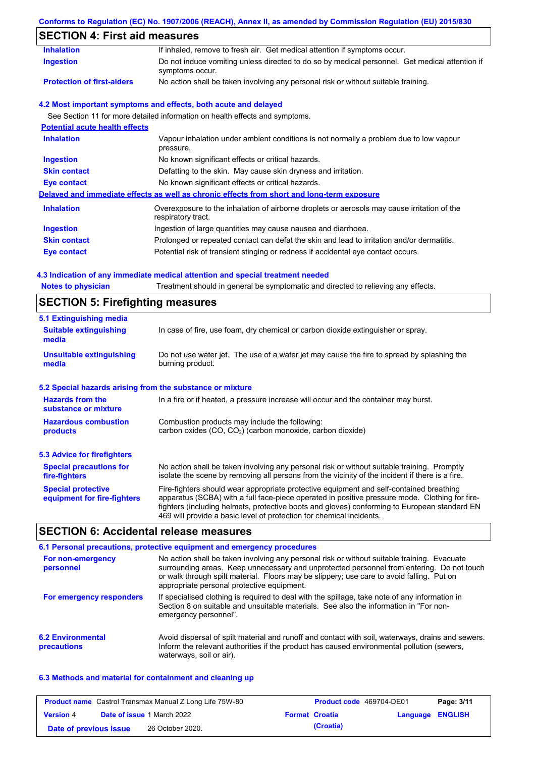## SECTION 4: First aid measures

| | |
|---|---|
| **Inhalation** | If inhaled, remove to fresh air. Get medical attention if symptoms occur. |
| **Ingestion** | Do not induce vomiting unless directed to do so by medical personnel. Get medical attention if symptoms occur. |
| **Protection of first-aiders** | No action shall be taken involving any personal risk or without suitable training. |

### 4.2 Most important symptoms and effects, both acute and delayed

See Section 11 for more detailed information on health effects and symptoms.

**Potential acute health effects**

| | |
|---|---|
| **Inhalation** | Vapour inhalation under ambient conditions is not normally a problem due to low vapour pressure. |
| **Ingestion** | No known significant effects or critical hazards. |
| **Skin contact** | Defatting to the skin. May cause skin dryness and irritation. |
| **Eye contact** | No known significant effects or critical hazards. |

**Delayed and immediate effects as well as chronic effects from short and long-term exposure**

| | |
|---|---|
| **Inhalation** | Overexposure to the inhalation of airborne droplets or aerosols may cause irritation of the respiratory tract. |
| **Ingestion** | Ingestion of large quantities may cause nausea and diarrhoea. |
| **Skin contact** | Prolonged or repeated contact can defat the skin and lead to irritation and/or dermatitis. |
| **Eye contact** | Potential risk of transient stinging or redness if accidental eye contact occurs. |

### 4.3 Indication of any immediate medical attention and special treatment needed

| | |
|---|---|
| **Notes to physician** | Treatment should in general be symptomatic and directed to relieving any effects. |

## SECTION 5: Firefighting measures

### 5.1 Extinguishing media

| | |
|---|---|
| **Suitable extinguishing media** | In case of fire, use foam, dry chemical or carbon dioxide extinguisher or spray. |
| **Unsuitable extinguishing media** | Do not use water jet. The use of a water jet may cause the fire to spread by splashing the burning product. |

### 5.2 Special hazards arising from the substance or mixture

| | |
|---|---|
| **Hazards from the substance or mixture** | In a fire or if heated, a pressure increase will occur and the container may burst. |
| **Hazardous combustion products** | Combustion products may include the following: carbon oxides (CO, $CO_2$) (carbon monoxide, carbon dioxide) |

### 5.3 Advice for firefighters

| | |
|---|---|
| **Special precautions for fire-fighters** | No action shall be taken involving any personal risk or without suitable training. Promptly isolate the scene by removing all persons from the vicinity of the incident if there is a fire. |
| **Special protective equipment for fire-fighters** | Fire-fighters should wear appropriate protective equipment and self-contained breathing apparatus (SCBA) with a full face-piece operated in positive pressure mode. Clothing for fire-fighters (including helmets, protective boots and gloves) conforming to European standard EN 469 will provide a basic level of protection for chemical incidents. |

## SECTION 6: Accidental release measures

### 6.1 Personal precautions, protective equipment and emergency procedures

| | |
|---|---|
| **For non-emergency personnel** | No action shall be taken involving any personal risk or without suitable training. Evacuate surrounding areas. Keep unnecessary and unprotected personnel from entering. Do not touch or walk through spilt material. Floors may be slippery; use care to avoid falling. Put on appropriate personal protective equipment. |
| **For emergency responders** | If specialised clothing is required to deal with the spillage, take note of any information in Section 8 on suitable and unsuitable materials. See also the information in "For non-emergency personnel". |

| | |
|---|---|
| **6.2 Environmental precautions** | Avoid dispersal of spilt material and runoff and contact with soil, waterways, drains and sewers. Inform the relevant authorities if the product has caused environmental pollution (sewers, waterways, soil or air). |

### 6.3 Methods and material for containment and cleaning up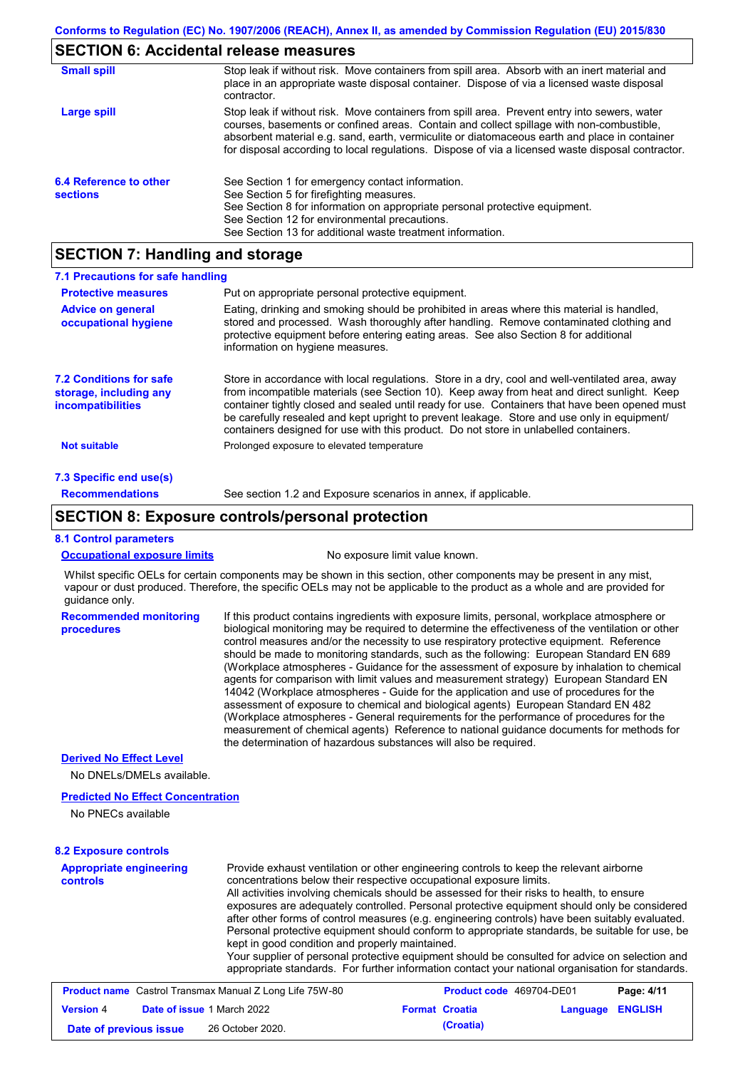## SECTION 6: Accidental release measures

**Small spill**

Stop leak if without risk. Move containers from spill area. Absorb with an inert material and place in an appropriate waste disposal container. Dispose of via a licensed waste disposal contractor.

**Large spill**

Stop leak if without risk. Move containers from spill area. Prevent entry into sewers, water courses, basements or confined areas. Contain and collect spillage with non-combustible, absorbent material e.g. sand, earth, vermiculite or diatomaceous earth and place in container for disposal according to local regulations. Dispose of via a licensed waste disposal contractor.

**6.4 Reference to other sections**

See Section 1 for emergency contact information.
See Section 5 for firefighting measures.
See Section 8 for information on appropriate personal protective equipment.
See Section 12 for environmental precautions.
See Section 13 for additional waste treatment information.

## SECTION 7: Handling and storage

### 7.1 Precautions for safe handling

**Protective measures**

Put on appropriate personal protective equipment.

**Advice on general occupational hygiene**

Eating, drinking and smoking should be prohibited in areas where this material is handled, stored and processed. Wash thoroughly after handling. Remove contaminated clothing and protective equipment before entering eating areas. See also Section 8 for additional information on hygiene measures.

**7.2 Conditions for safe storage, including any incompatibilities**

Store in accordance with local regulations. Store in a dry, cool and well-ventilated area, away from incompatible materials (see Section 10). Keep away from heat and direct sunlight. Keep container tightly closed and sealed until ready for use. Containers that have been opened must be carefully resealed and kept upright to prevent leakage. Store and use only in equipment/containers designed for use with this product. Do not store in unlabelled containers.

**Not suitable**

Prolonged exposure to elevated temperature

### 7.3 Specific end use(s)

**Recommendations**

See section 1.2 and Exposure scenarios in annex, if applicable.

## SECTION 8: Exposure controls/personal protection

### 8.1 Control parameters

**Occupational exposure limits**

No exposure limit value known.

Whilst specific OELs for certain components may be shown in this section, other components may be present in any mist, vapour or dust produced. Therefore, the specific OELs may not be applicable to the product as a whole and are provided for guidance only.

**Recommended monitoring procedures**

If this product contains ingredients with exposure limits, personal, workplace atmosphere or biological monitoring may be required to determine the effectiveness of the ventilation or other control measures and/or the necessity to use respiratory protective equipment. Reference should be made to monitoring standards, such as the following: European Standard EN 689 (Workplace atmospheres - Guidance for the assessment of exposure by inhalation to chemical agents for comparison with limit values and measurement strategy) European Standard EN 14042 (Workplace atmospheres - Guide for the application and use of procedures for the assessment of exposure to chemical and biological agents) European Standard EN 482 (Workplace atmospheres - General requirements for the performance of procedures for the measurement of chemical agents) Reference to national guidance documents for methods for the determination of hazardous substances will also be required.

**Derived No Effect Level**

No DNELs/DMELs available.

**Predicted No Effect Concentration**

No PNECs available

### 8.2 Exposure controls

**Appropriate engineering controls**

Provide exhaust ventilation or other engineering controls to keep the relevant airborne concentrations below their respective occupational exposure limits.
All activities involving chemicals should be assessed for their risks to health, to ensure exposures are adequately controlled. Personal protective equipment should only be considered after other forms of control measures (e.g. engineering controls) have been suitably evaluated. Personal protective equipment should conform to appropriate standards, be suitable for use, be kept in good condition and properly maintained.
Your supplier of personal protective equipment should be consulted for advice on selection and appropriate standards. For further information contact your national organisation for standards.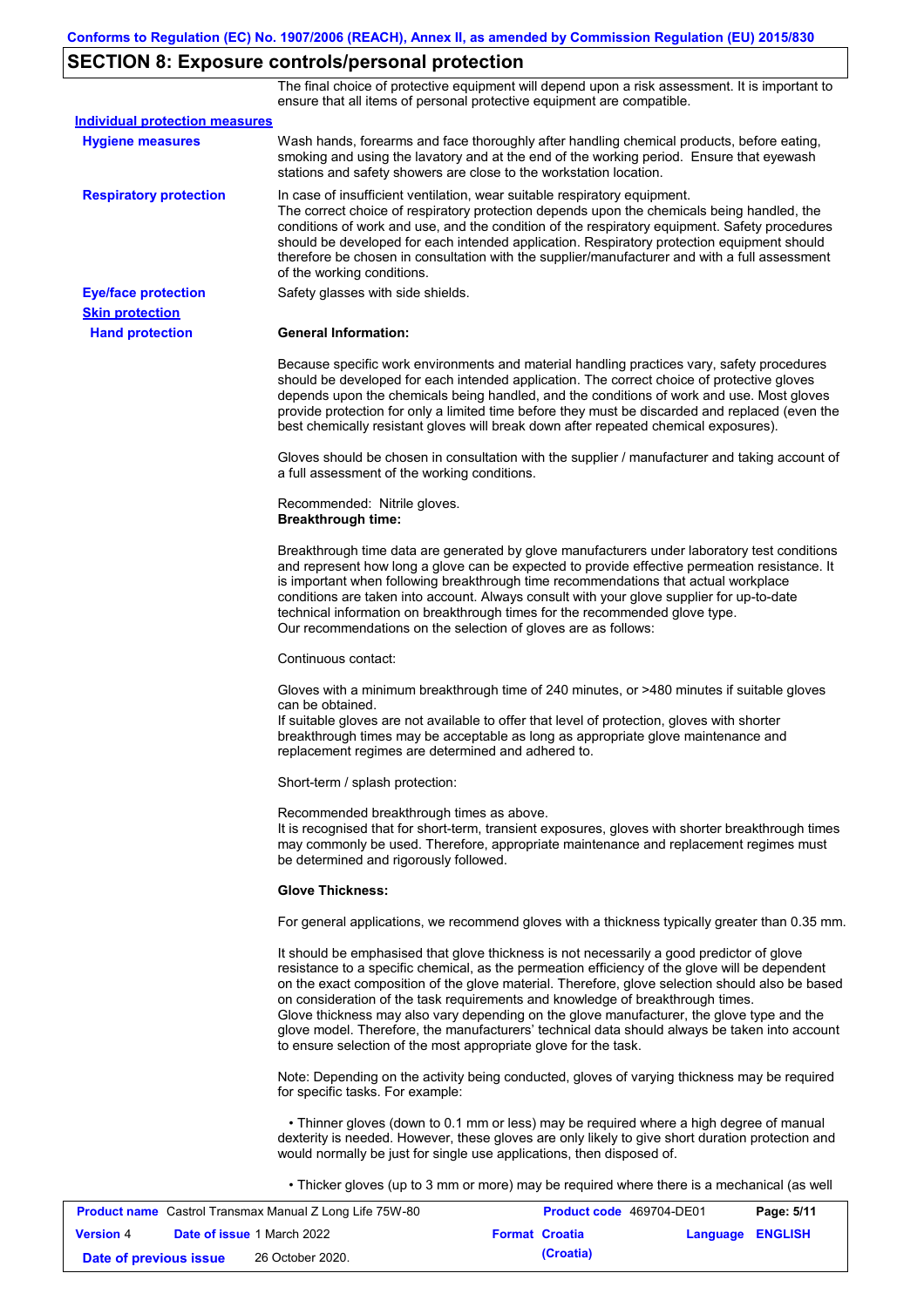## SECTION 8: Exposure controls/personal protection

The final choice of protective equipment will depend upon a risk assessment. It is important to ensure that all items of personal protective equipment are compatible.

**Individual protection measures**

**Hygiene measures**

Wash hands, forearms and face thoroughly after handling chemical products, before eating, smoking and using the lavatory and at the end of the working period. Ensure that eyewash stations and safety showers are close to the workstation location.

**Respiratory protection**

In case of insufficient ventilation, wear suitable respiratory equipment.
The correct choice of respiratory protection depends upon the chemicals being handled, the conditions of work and use, and the condition of the respiratory equipment. Safety procedures should be developed for each intended application. Respiratory protection equipment should therefore be chosen in consultation with the supplier/manufacturer and with a full assessment of the working conditions.

**Eye/face protection**

Safety glasses with side shields.

**Skin protection**

**Hand protection**

**General Information:**

Because specific work environments and material handling practices vary, safety procedures should be developed for each intended application. The correct choice of protective gloves depends upon the chemicals being handled, and the conditions of work and use. Most gloves provide protection for only a limited time before they must be discarded and replaced (even the best chemically resistant gloves will break down after repeated chemical exposures).

Gloves should be chosen in consultation with the supplier / manufacturer and taking account of a full assessment of the working conditions.

Recommended: Nitrile gloves.
**Breakthrough time:**

Breakthrough time data are generated by glove manufacturers under laboratory test conditions and represent how long a glove can be expected to provide effective permeation resistance. It is important when following breakthrough time recommendations that actual workplace conditions are taken into account. Always consult with your glove supplier for up-to-date technical information on breakthrough times for the recommended glove type.
Our recommendations on the selection of gloves are as follows:

Continuous contact:

Gloves with a minimum breakthrough time of 240 minutes, or >480 minutes if suitable gloves can be obtained.
If suitable gloves are not available to offer that level of protection, gloves with shorter breakthrough times may be acceptable as long as appropriate glove maintenance and replacement regimes are determined and adhered to.

Short-term / splash protection:

Recommended breakthrough times as above.
It is recognised that for short-term, transient exposures, gloves with shorter breakthrough times may commonly be used. Therefore, appropriate maintenance and replacement regimes must be determined and rigorously followed.

**Glove Thickness:**

For general applications, we recommend gloves with a thickness typically greater than 0.35 mm.

It should be emphasised that glove thickness is not necessarily a good predictor of glove resistance to a specific chemical, as the permeation efficiency of the glove will be dependent on the exact composition of the glove material. Therefore, glove selection should also be based on consideration of the task requirements and knowledge of breakthrough times.
Glove thickness may also vary depending on the glove manufacturer, the glove type and the glove model. Therefore, the manufacturers' technical data should always be taken into account to ensure selection of the most appropriate glove for the task.

Note: Depending on the activity being conducted, gloves of varying thickness may be required for specific tasks. For example:

- Thinner gloves (down to 0.1 mm or less) may be required where a high degree of manual dexterity is needed. However, these gloves are only likely to give short duration protection and would normally be just for single use applications, then disposed of.

- Thicker gloves (up to 3 mm or more) may be required where there is a mechanical (as well

| **Product name** Castrol Transmax Manual Z Long Life 75W-80 | **Product code** 469704-DE01 | **Page: 5/11** |
|---|---|---|
| **Version** 4 **Date of issue** 1 March 2022 | **Format Croatia (Croatia)** | **Language ENGLISH** |
| **Date of previous issue** 26 October 2020. | | |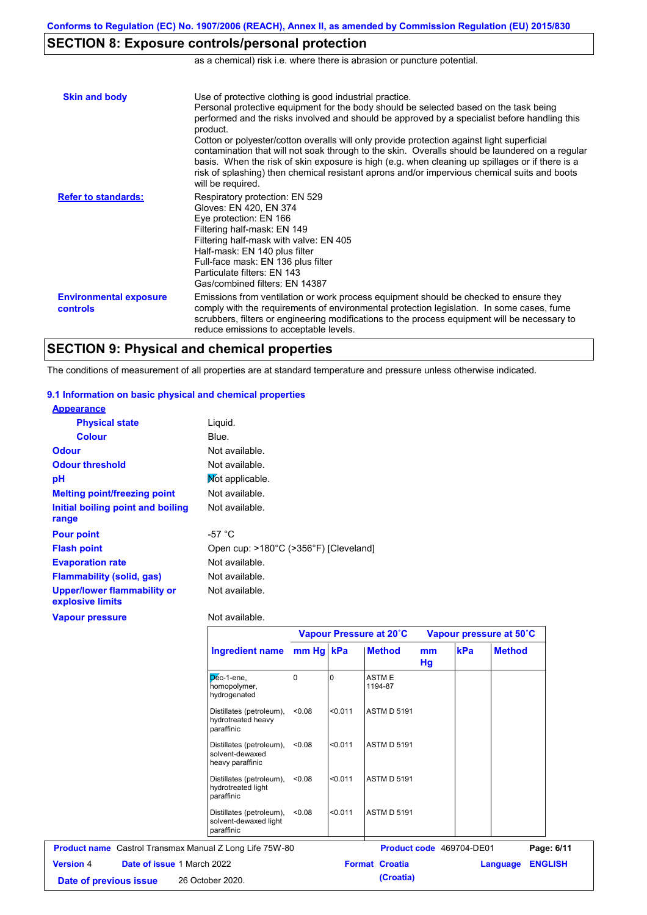## SECTION 8: Exposure controls/personal protection

as a chemical) risk i.e. where there is abrasion or puncture potential.

**Skin and body**

Use of protective clothing is good industrial practice.
Personal protective equipment for the body should be selected based on the task being performed and the risks involved and should be approved by a specialist before handling this product.
Cotton or polyester/cotton overalls will only provide protection against light superficial contamination that will not soak through to the skin. Overalls should be laundered on a regular basis. When the risk of skin exposure is high (e.g. when cleaning up spillages or if there is a risk of splashing) then chemical resistant aprons and/or impervious chemical suits and boots will be required.

**Refer to standards:**

Respiratory protection: EN 529
Gloves: EN 420, EN 374
Eye protection: EN 166
Filtering half-mask: EN 149
Filtering half-mask with valve: EN 405
Half-mask: EN 140 plus filter
Full-face mask: EN 136 plus filter
Particulate filters: EN 143
Gas/combined filters: EN 14387

**Environmental exposure controls**

Emissions from ventilation or work process equipment should be checked to ensure they comply with the requirements of environmental protection legislation. In some cases, fume scrubbers, filters or engineering modifications to the process equipment will be necessary to reduce emissions to acceptable levels.

## SECTION 9: Physical and chemical properties

The conditions of measurement of all properties are at standard temperature and pressure unless otherwise indicated.

### 9.1 Information on basic physical and chemical properties

**Appearance**

| | |
|---|---|
| **Physical state** | Liquid. |
| **Colour** | Blue. |
| **Odour** | Not available. |
| **Odour threshold** | Not available. |
| **pH** | Not applicable. |
| **Melting point/freezing point** | Not available. |
| **Initial boiling point and boiling range** | Not available. |
| **Pour point** | -57 °C |
| **Flash point** | Open cup: >180°C (>356°F) [Cleveland] |
| **Evaporation rate** | Not available. |
| **Flammability (solid, gas)** | Not available. |
| **Upper/lower flammability or explosive limits** | Not available. |
| **Vapour pressure** | Not available. |

| Ingredient name | Vapour Pressure at 20˚C | | | Vapour pressure at 50˚C | | |
|---|---|---|---|---|---|---|
| | mm Hg | kPa | Method | mm Hg | kPa | Method |
| Dec-1-ene, homopolymer, hydrogenated | 0 | 0 | ASTM E 1194-87 | | | |
| Distillates (petroleum), hydrotreated heavy paraffinic | <0.08 | <0.011 | ASTM D 5191 | | | |
| Distillates (petroleum), solvent-dewaxed heavy paraffinic | <0.08 | <0.011 | ASTM D 5191 | | | |
| Distillates (petroleum), hydrotreated light paraffinic | <0.08 | <0.011 | ASTM D 5191 | | | |
| Distillates (petroleum), solvent-dewaxed light paraffinic | <0.08 | <0.011 | ASTM D 5191 | | | |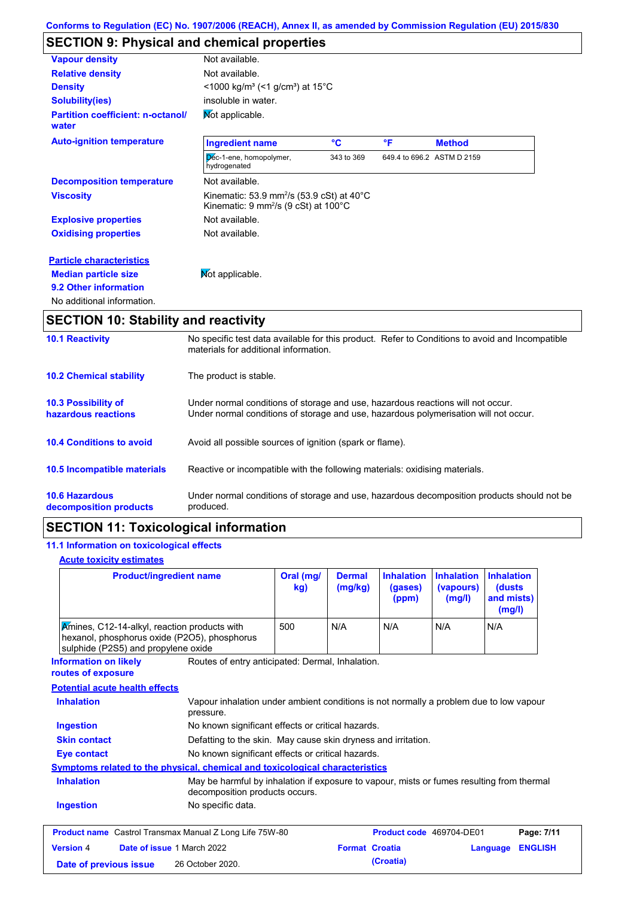## SECTION 9: Physical and chemical properties

| | |
|---|---|
| **Vapour density** | Not available. |
| **Relative density** | Not available. |
| **Density** | <1000 kg/m³ (<1 g/cm³) at 15°C |
| **Solubility(ies)** | insoluble in water. |
| **Partition coefficient: n-octanol/water** | Not applicable. |

**Auto-ignition temperature**

| Ingredient name | °C | °F | Method |
|---|---|---|---|
| Dec-1-ene, homopolymer, hydrogenated | 343 to 369 | 649.4 to 696.2 | ASTM D 2159 |

| | |
|---|---|
| **Decomposition temperature** | Not available. |
| **Viscosity** | Kinematic: 53.9 mm²/s (53.9 cSt) at 40°C<br>Kinematic: 9 mm²/s (9 cSt) at 100°C |
| **Explosive properties** | Not available. |
| **Oxidising properties** | Not available. |

**Particle characteristics**

**Median particle size** Not applicable.

**9.2 Other information**

No additional information.

## SECTION 10: Stability and reactivity

**10.1 Reactivity**
No specific test data available for this product. Refer to Conditions to avoid and Incompatible materials for additional information.

**10.2 Chemical stability**
The product is stable.

**10.3 Possibility of hazardous reactions**
Under normal conditions of storage and use, hazardous reactions will not occur.
Under normal conditions of storage and use, hazardous polymerisation will not occur.

**10.4 Conditions to avoid**
Avoid all possible sources of ignition (spark or flame).

**10.5 Incompatible materials**
Reactive or incompatible with the following materials: oxidising materials.

**10.6 Hazardous decomposition products**
Under normal conditions of storage and use, hazardous decomposition products should not be produced.

## SECTION 11: Toxicological information

### 11.1 Information on toxicological effects

**Acute toxicity estimates**

| Product/ingredient name | Oral (mg/kg) | Dermal (mg/kg) | Inhalation (gases) (ppm) | Inhalation (vapours) (mg/l) | Inhalation (dusts and mists) (mg/l) |
|---|---|---|---|---|---|
| Amines, C12-14-alkyl, reaction products with hexanol, phosphorus oxide (P2O5), phosphorus sulphide (P2S5) and propylene oxide | 500 | N/A | N/A | N/A | N/A |

**Information on likely routes of exposure**
Routes of entry anticipated: Dermal, Inhalation.

**Potential acute health effects**

| | |
|---|---|
| **Inhalation** | Vapour inhalation under ambient conditions is not normally a problem due to low vapour pressure. |
| **Ingestion** | No known significant effects or critical hazards. |
| **Skin contact** | Defatting to the skin. May cause skin dryness and irritation. |
| **Eye contact** | No known significant effects or critical hazards. |

**Symptoms related to the physical, chemical and toxicological characteristics**

| | |
|---|---|
| **Inhalation** | May be harmful by inhalation if exposure to vapour, mists or fumes resulting from thermal decomposition products occurs. |
| **Ingestion** | No specific data. |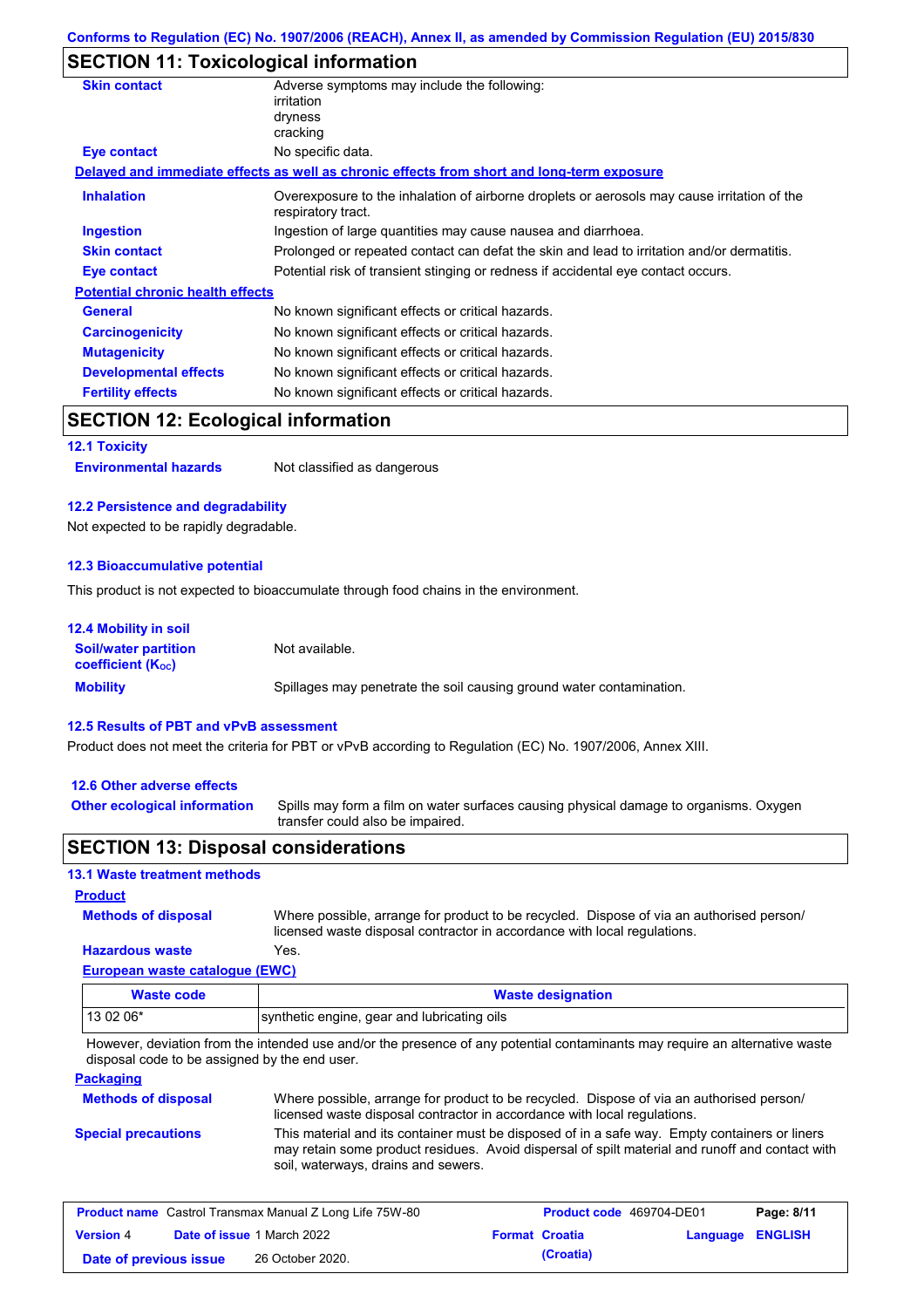## SECTION 11: Toxicological information

**Skin contact** Adverse symptoms may include the following:
irritation
dryness
cracking

**Eye contact** No specific data.

**Delayed and immediate effects as well as chronic effects from short and long-term exposure**

**Inhalation** Overexposure to the inhalation of airborne droplets or aerosols may cause irritation of the respiratory tract.

**Ingestion** Ingestion of large quantities may cause nausea and diarrhoea.

**Skin contact** Prolonged or repeated contact can defat the skin and lead to irritation and/or dermatitis.

**Eye contact** Potential risk of transient stinging or redness if accidental eye contact occurs.

**Potential chronic health effects**

**General** No known significant effects or critical hazards.

**Carcinogenicity** No known significant effects or critical hazards.

**Mutagenicity** No known significant effects or critical hazards.

**Developmental effects** No known significant effects or critical hazards.

**Fertility effects** No known significant effects or critical hazards.

## SECTION 12: Ecological information

### 12.1 Toxicity

**Environmental hazards** Not classified as dangerous

### 12.2 Persistence and degradability

Not expected to be rapidly degradable.

### 12.3 Bioaccumulative potential

This product is not expected to bioaccumulate through food chains in the environment.

### 12.4 Mobility in soil

**Soil/water partition coefficient ($K_{OC}$)** Not available.

**Mobility** Spillages may penetrate the soil causing ground water contamination.

### 12.5 Results of PBT and vPvB assessment

Product does not meet the criteria for PBT or vPvB according to Regulation (EC) No. 1907/2006, Annex XIII.

### 12.6 Other adverse effects

**Other ecological information** Spills may form a film on water surfaces causing physical damage to organisms. Oxygen transfer could also be impaired.

## SECTION 13: Disposal considerations

### 13.1 Waste treatment methods

**Product**

**Methods of disposal** Where possible, arrange for product to be recycled. Dispose of via an authorised person/ licensed waste disposal contractor in accordance with local regulations.

**Hazardous waste** Yes.

**European waste catalogue (EWC)**

| Waste code | Waste designation |
|---|---|
| 13 02 06* | synthetic engine, gear and lubricating oils |

However, deviation from the intended use and/or the presence of any potential contaminants may require an alternative waste disposal code to be assigned by the end user.

**Packaging**

**Methods of disposal** Where possible, arrange for product to be recycled. Dispose of via an authorised person/ licensed waste disposal contractor in accordance with local regulations.

**Special precautions** This material and its container must be disposed of in a safe way. Empty containers or liners may retain some product residues. Avoid dispersal of spilt material and runoff and contact with soil, waterways, drains and sewers.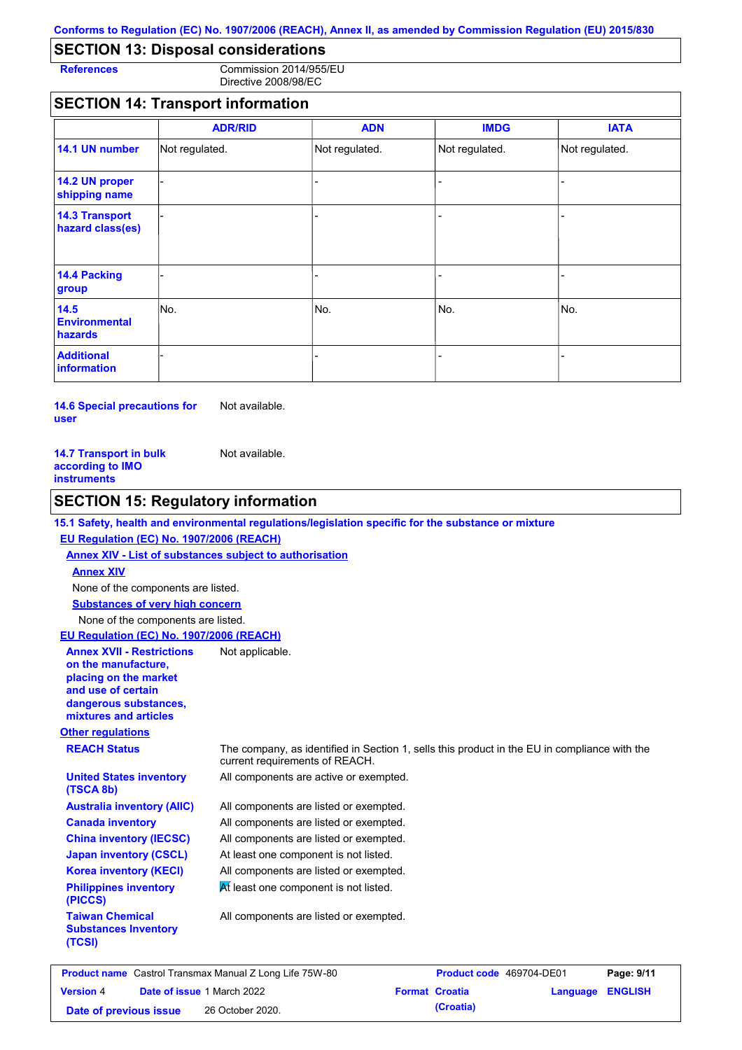## SECTION 13: Disposal considerations

**References** Commission 2014/955/EU
Directive 2008/98/EC

## SECTION 14: Transport information

| | ADR/RID | ADN | IMDG | IATA |
|---|---|---|---|---|
| **14.1 UN number** | Not regulated. | Not regulated. | Not regulated. | Not regulated. |
| **14.2 UN proper shipping name** | - | - | - | - |
| **14.3 Transport hazard class(es)** | - | - | - | - |
| **14.4 Packing group** | - | - | - | - |
| **14.5 Environmental hazards** | No. | No. | No. | No. |
| **Additional information** | - | - | - | - |

**14.6 Special precautions for user** Not available.

**14.7 Transport in bulk according to IMO instruments** Not available.

## SECTION 15: Regulatory information

**15.1 Safety, health and environmental regulations/legislation specific for the substance or mixture**

**EU Regulation (EC) No. 1907/2006 (REACH)**

**Annex XIV - List of substances subject to authorisation**

**Annex XIV**

None of the components are listed.

**Substances of very high concern**

None of the components are listed.

**EU Regulation (EC) No. 1907/2006 (REACH)**

**Annex XVII - Restrictions on the manufacture, placing on the market and use of certain dangerous substances, mixtures and articles** Not applicable.

**Other regulations**

**REACH Status** The company, as identified in Section 1, sells this product in the EU in compliance with the current requirements of REACH.

**United States inventory (TSCA 8b)** All components are active or exempted.

**Australia inventory (AIIC)** All components are listed or exempted.

**Canada inventory** All components are listed or exempted.

**China inventory (IECSC)** All components are listed or exempted.

**Japan inventory (CSCL)** At least one component is not listed.

**Korea inventory (KECI)** All components are listed or exempted.

**Philippines inventory (PICCS)** At least one component is not listed.

**Taiwan Chemical Substances Inventory (TCSI)** All components are listed or exempted.

**Product name** Castrol Transmax Manual Z Long Life 75W-80 **Product code** 469704-DE01
**Version** 4 **Date of issue** 1 March 2022 **Format** Croatia (Croatia) **Language** ENGLISH
**Date of previous issue** 26 October 2020.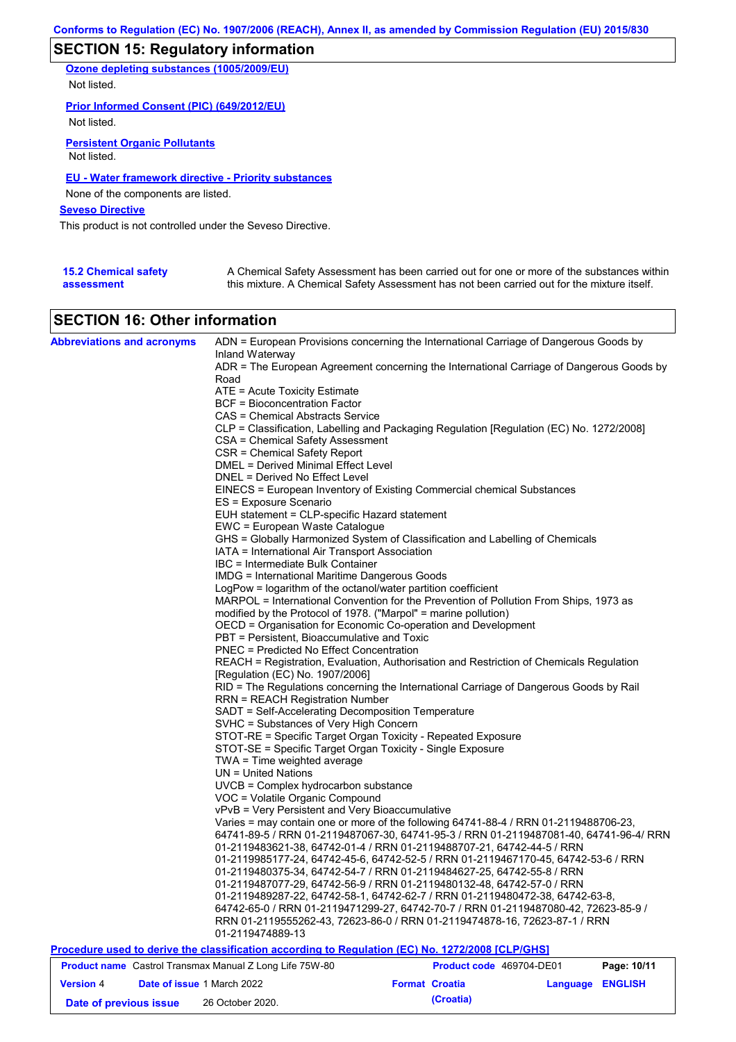## SECTION 15: Regulatory information

**Ozone depleting substances (1005/2009/EU)**

Not listed.

**Prior Informed Consent (PIC) (649/2012/EU)**

Not listed.

**Persistent Organic Pollutants**

Not listed.

**EU - Water framework directive - Priority substances**

None of the components are listed.

**Seveso Directive**

This product is not controlled under the Seveso Directive.

**15.2 Chemical safety assessment**

A Chemical Safety Assessment has been carried out for one or more of the substances within this mixture. A Chemical Safety Assessment has not been carried out for the mixture itself.

## SECTION 16: Other information

**Abbreviations and acronyms**

ADN = European Provisions concerning the International Carriage of Dangerous Goods by Inland Waterway
ADR = The European Agreement concerning the International Carriage of Dangerous Goods by Road
ATE = Acute Toxicity Estimate
BCF = Bioconcentration Factor
CAS = Chemical Abstracts Service
CLP = Classification, Labelling and Packaging Regulation [Regulation (EC) No. 1272/2008]
CSA = Chemical Safety Assessment
CSR = Chemical Safety Report
DMEL = Derived Minimal Effect Level
DNEL = Derived No Effect Level
EINECS = European Inventory of Existing Commercial chemical Substances
ES = Exposure Scenario
EUH statement = CLP-specific Hazard statement
EWC = European Waste Catalogue
GHS = Globally Harmonized System of Classification and Labelling of Chemicals
IATA = International Air Transport Association
IBC = Intermediate Bulk Container
IMDG = International Maritime Dangerous Goods
LogPow = logarithm of the octanol/water partition coefficient
MARPOL = International Convention for the Prevention of Pollution From Ships, 1973 as modified by the Protocol of 1978. ("Marpol" = marine pollution)
OECD = Organisation for Economic Co-operation and Development
PBT = Persistent, Bioaccumulative and Toxic
PNEC = Predicted No Effect Concentration
REACH = Registration, Evaluation, Authorisation and Restriction of Chemicals Regulation [Regulation (EC) No. 1907/2006]
RID = The Regulations concerning the International Carriage of Dangerous Goods by Rail
RRN = REACH Registration Number
SADT = Self-Accelerating Decomposition Temperature
SVHC = Substances of Very High Concern
STOT-RE = Specific Target Organ Toxicity - Repeated Exposure
STOT-SE = Specific Target Organ Toxicity - Single Exposure
TWA = Time weighted average
UN = United Nations
UVCB = Complex hydrocarbon substance
VOC = Volatile Organic Compound
vPvB = Very Persistent and Very Bioaccumulative
Varies = may contain one or more of the following 64741-88-4 / RRN 01-2119488706-23, 64741-89-5 / RRN 01-2119487067-30, 64741-95-3 / RRN 01-2119487081-40, 64741-96-4/ RRN 01-2119483621-38, 64742-01-4 / RRN 01-2119488707-21, 64742-44-5 / RRN 01-2119985177-24, 64742-45-6, 64742-52-5 / RRN 01-2119467170-45, 64742-53-6 / RRN 01-2119480375-34, 64742-54-7 / RRN 01-2119484627-25, 64742-55-8 / RRN 01-2119487077-29, 64742-56-9 / RRN 01-2119480132-48, 64742-57-0 / RRN 01-2119489287-22, 64742-58-1, 64742-62-7 / RRN 01-2119480472-38, 64742-63-8, 64742-65-0 / RRN 01-2119471299-27, 64742-70-7 / RRN 01-2119487080-42, 72623-85-9 / RRN 01-2119555262-43, 72623-86-0 / RRN 01-2119474878-16, 72623-87-1 / RRN 01-2119474889-13

**Procedure used to derive the classification according to Regulation (EC) No. 1272/2008 [CLP/GHS]**

| Product name | Castrol Transmax Manual Z Long Life 75W-80 | Product code | 469704-DE01 | Page: 10/11 |
|---|---|---|---|---|
| Version 4 | Date of issue 1 March 2022 | Format Croatia (Croatia) | Language ENGLISH | |
| Date of previous issue | 26 October 2020. | | | |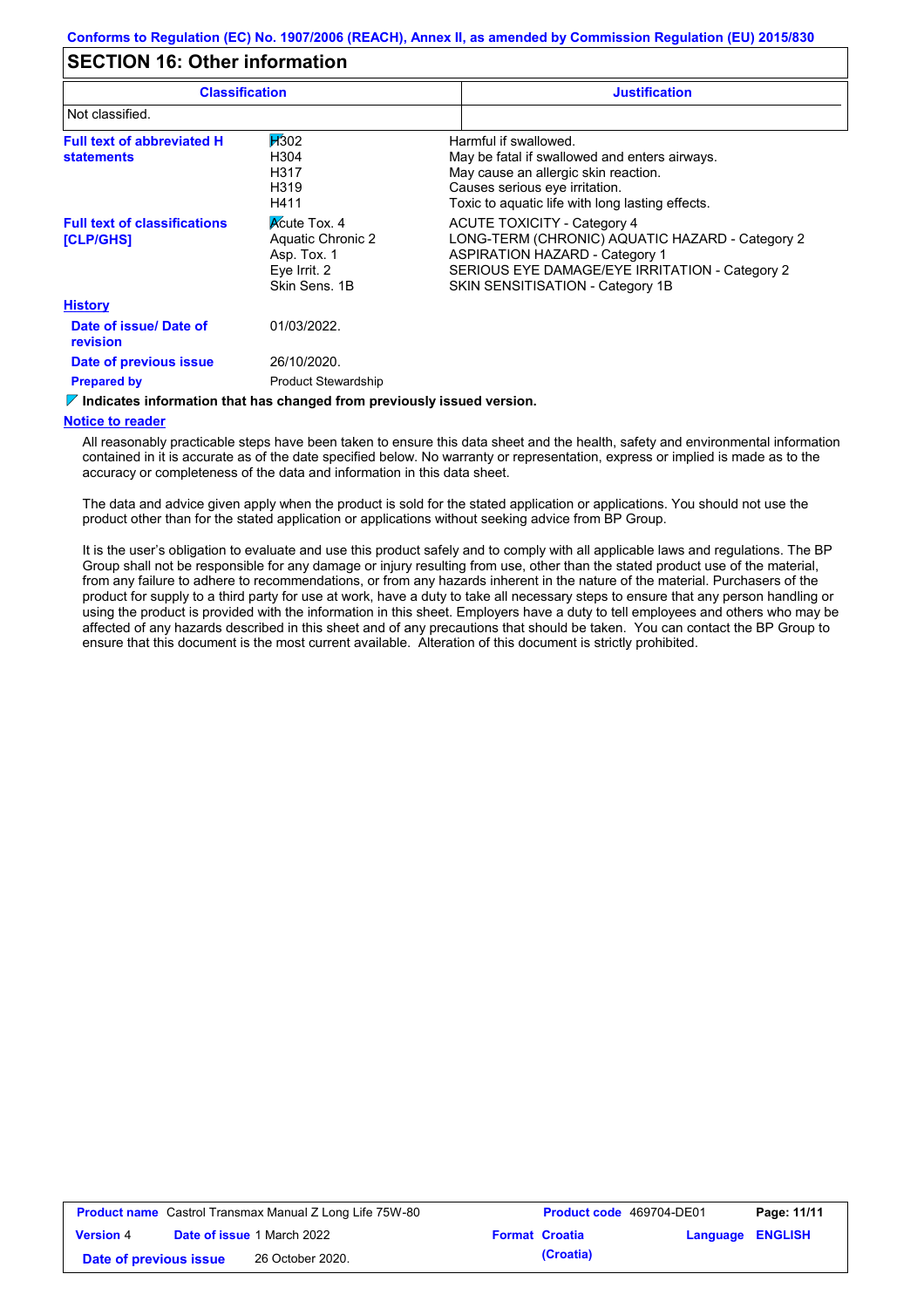Conforms to Regulation (EC) No. 1907/2006 (REACH), Annex II, as amended by Commission Regulation (EU) 2015/830

## SECTION 16: Other information

| Classification | Justification |
| --- | --- |
| Not classified. | |

**Full text of abbreviated H statements**

| | |
| --- | --- |
| H302 | Harmful if swallowed. |
| H304 | May be fatal if swallowed and enters airways. |
| H317 | May cause an allergic skin reaction. |
| H319 | Causes serious eye irritation. |
| H411 | Toxic to aquatic life with long lasting effects. |

**Full text of classifications [CLP/GHS]**

| | |
| --- | --- |
| Acute Tox. 4 | ACUTE TOXICITY - Category 4 |
| Aquatic Chronic 2 | LONG-TERM (CHRONIC) AQUATIC HAZARD - Category 2 |
| Asp. Tox. 1 | ASPIRATION HAZARD - Category 1 |
| Eye Irrit. 2 | SERIOUS EYE DAMAGE/EYE IRRITATION - Category 2 |
| Skin Sens. 1B | SKIN SENSITISATION - Category 1B |

### History

**Date of issue/ Date of revision** 01/03/2022.

**Date of previous issue** 26/10/2020.

**Prepared by** Product Stewardship

**Indicates information that has changed from previously issued version.**

### Notice to reader

All reasonably practicable steps have been taken to ensure this data sheet and the health, safety and environmental information contained in it is accurate as of the date specified below. No warranty or representation, express or implied is made as to the accuracy or completeness of the data and information in this data sheet.

The data and advice given apply when the product is sold for the stated application or applications. You should not use the product other than for the stated application or applications without seeking advice from BP Group.

It is the user's obligation to evaluate and use this product safely and to comply with all applicable laws and regulations. The BP Group shall not be responsible for any damage or injury resulting from use, other than the stated product use of the material, from any failure to adhere to recommendations, or from any hazards inherent in the nature of the material. Purchasers of the product for supply to a third party for use at work, have a duty to take all necessary steps to ensure that any person handling or using the product is provided with the information in this sheet. Employers have a duty to tell employees and others who may be affected of any hazards described in this sheet and of any precautions that should be taken. You can contact the BP Group to ensure that this document is the most current available. Alteration of this document is strictly prohibited.